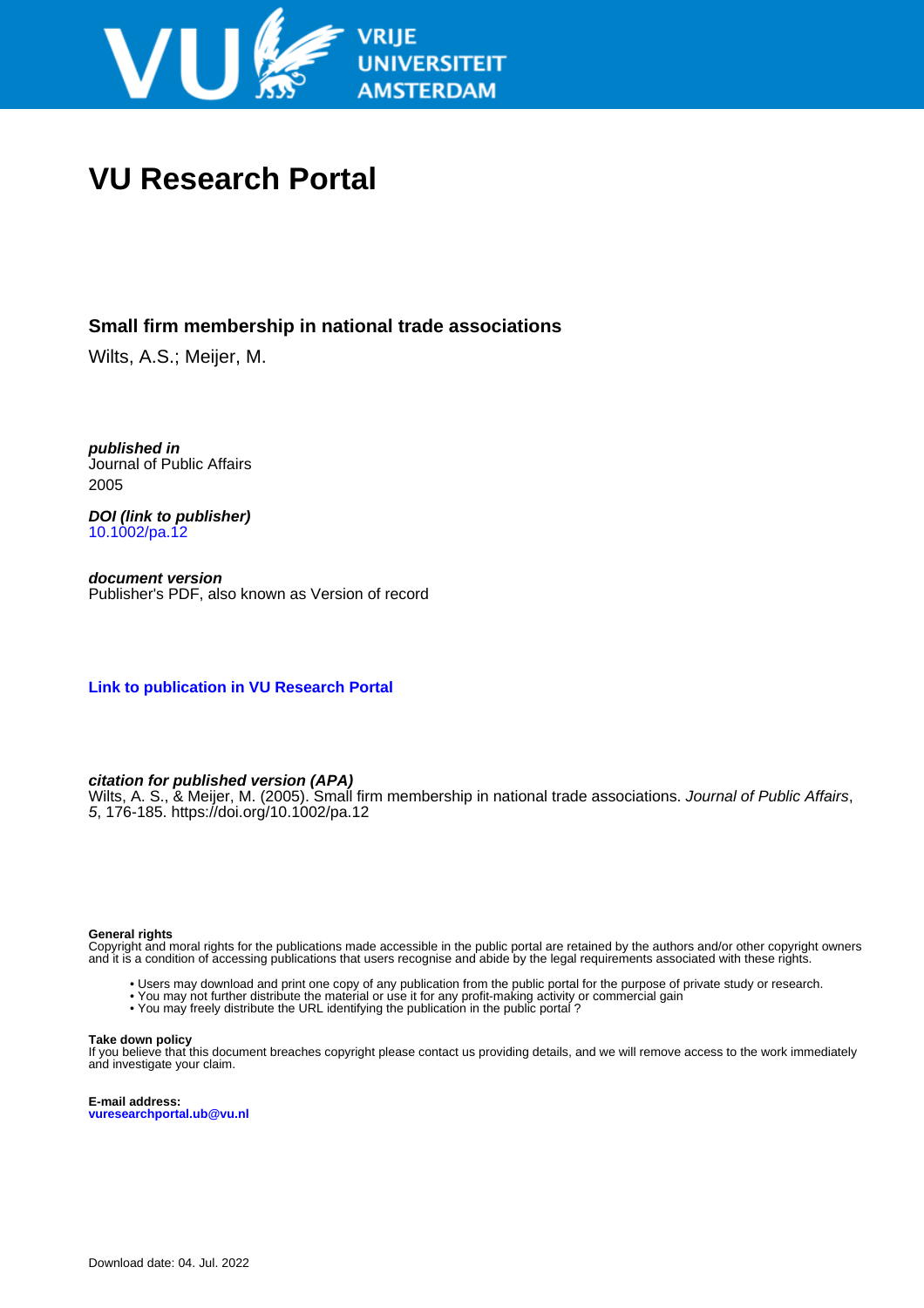VRIJE UNIVERSITEIT AMSTERDAM

# VU Research Portal

## Small firm membership in national trade associations

Wilts, A.S.; Meijer, M.

***published in***
Journal of Public Affairs
2005

***DOI (link to publisher)***
10.1002/pa.12

***document version***
Publisher's PDF, also known as Version of record

**Link to publication in VU Research Portal**

***citation for published version (APA)***
Wilts, A. S., & Meijer, M. (2005). Small firm membership in national trade associations. *Journal of Public Affairs*, *5*, 176-185. https://doi.org/10.1002/pa.12

**General rights**
Copyright and moral rights for the publications made accessible in the public portal are retained by the authors and/or other copyright owners and it is a condition of accessing publications that users recognise and abide by the legal requirements associated with these rights.

- Users may download and print one copy of any publication from the public portal for the purpose of private study or research.
- You may not further distribute the material or use it for any profit-making activity or commercial gain
- You may freely distribute the URL identifying the publication in the public portal ?

**Take down policy**
If you believe that this document breaches copyright please contact us providing details, and we will remove access to the work immediately and investigate your claim.

**E-mail address:**
**vuresearchportal.ub@vu.nl**

Download date: 04. Jul. 2022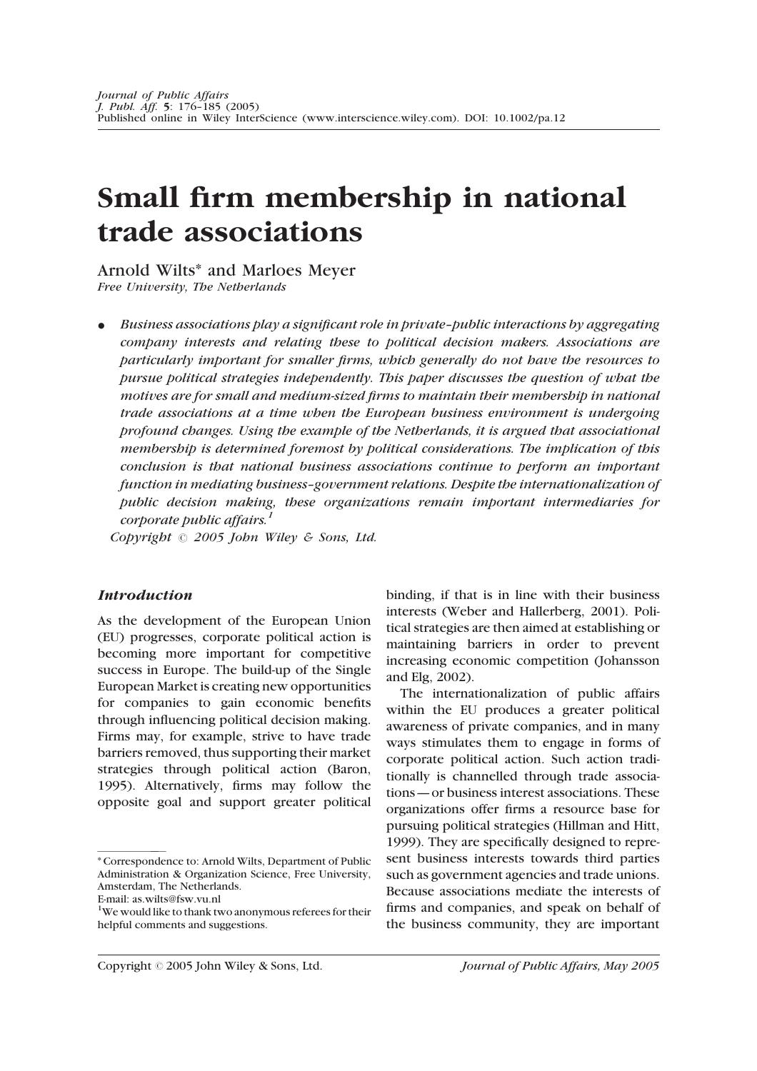# Small firm membership in national trade associations

Arnold Wilts* and Marloes Meyer

*Free University, The Netherlands*

- *Business associations play a significant role in private–public interactions by aggregating company interests and relating these to political decision makers. Associations are particularly important for smaller firms, which generally do not have the resources to pursue political strategies independently. This paper discusses the question of what the motives are for small and medium-sized firms to maintain their membership in national trade associations at a time when the European business environment is undergoing profound changes. Using the example of the Netherlands, it is argued that associational membership is determined foremost by political considerations. The implication of this conclusion is that national business associations continue to perform an important function in mediating business–government relations. Despite the internationalization of public decision making, these organizations remain important intermediaries for corporate public affairs.*[1]

*Copyright © 2005 John Wiley & Sons, Ltd.*

## *Introduction*

As the development of the European Union (EU) progresses, corporate political action is becoming more important for competitive success in Europe. The build-up of the Single European Market is creating new opportunities for companies to gain economic benefits through influencing political decision making. Firms may, for example, strive to have trade barriers removed, thus supporting their market strategies through political action (Baron, 1995). Alternatively, firms may follow the opposite goal and support greater political binding, if that is in line with their business interests (Weber and Hallerberg, 2001). Political strategies are then aimed at establishing or maintaining barriers in order to prevent increasing economic competition (Johansson and Elg, 2002).

The internationalization of public affairs within the EU produces a greater political awareness of private companies, and in many ways stimulates them to engage in forms of corporate political action. Such action traditionally is channelled through trade associations — or business interest associations. These organizations offer firms a resource base for pursuing political strategies (Hillman and Hitt, 1999). They are specifically designed to represent business interests towards third parties such as government agencies and trade unions. Because associations mediate the interests of firms and companies, and speak on behalf of the business community, they are important

---

\* Correspondence to: Arnold Wilts, Department of Public Administration & Organization Science, Free University, Amsterdam, The Netherlands.
E-mail: as.wilts@fsw.vu.nl

[1] We would like to thank two anonymous referees for their helpful comments and suggestions.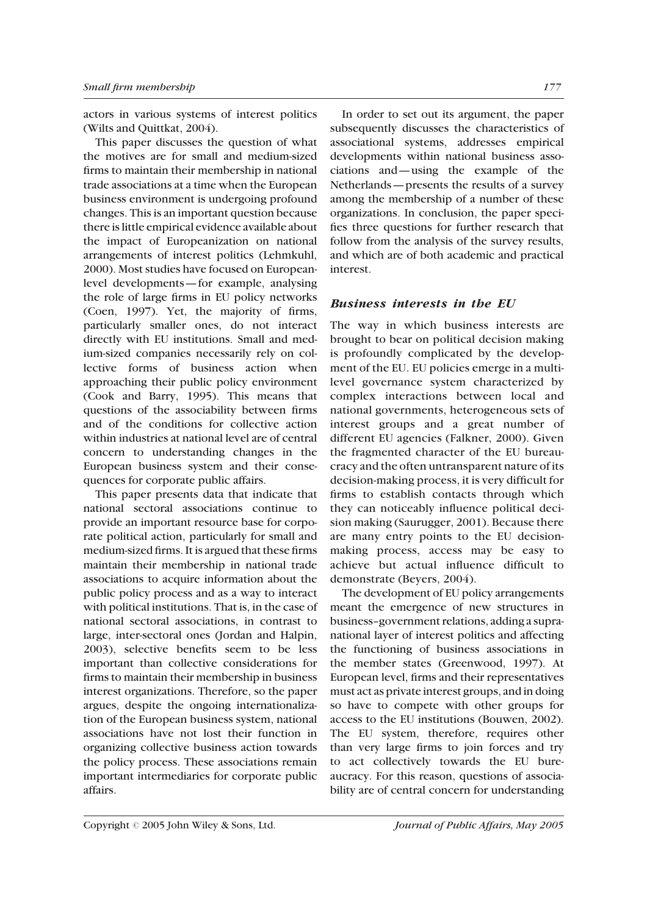actors in various systems of interest politics (Wilts and Quittkat, 2004).

This paper discusses the question of what the motives are for small and medium-sized firms to maintain their membership in national trade associations at a time when the European business environment is undergoing profound changes. This is an important question because there is little empirical evidence available about the impact of Europeanization on national arrangements of interest politics (Lehmkuhl, 2000). Most studies have focused on European-level developments — for example, analysing the role of large firms in EU policy networks (Coen, 1997). Yet, the majority of firms, particularly smaller ones, do not interact directly with EU institutions. Small and medium-sized companies necessarily rely on collective forms of business action when approaching their public policy environment (Cook and Barry, 1995). This means that questions of the associability between firms and of the conditions for collective action within industries at national level are of central concern to understanding changes in the European business system and their consequences for corporate public affairs.

This paper presents data that indicate that national sectoral associations continue to provide an important resource base for corporate political action, particularly for small and medium-sized firms. It is argued that these firms maintain their membership in national trade associations to acquire information about the public policy process and as a way to interact with political institutions. That is, in the case of national sectoral associations, in contrast to large, inter-sectoral ones (Jordan and Halpin, 2003), selective benefits seem to be less important than collective considerations for firms to maintain their membership in business interest organizations. Therefore, so the paper argues, despite the ongoing internationalization of the European business system, national associations have not lost their function in organizing collective business action towards the policy process. These associations remain important intermediaries for corporate public affairs.

In order to set out its argument, the paper subsequently discusses the characteristics of associational systems, addresses empirical developments within national business associations and — using the example of the Netherlands — presents the results of a survey among the membership of a number of these organizations. In conclusion, the paper specifies three questions for further research that follow from the analysis of the survey results, and which are of both academic and practical interest.

## *Business interests in the EU*

The way in which business interests are brought to bear on political decision making is profoundly complicated by the development of the EU. EU policies emerge in a multilevel governance system characterized by complex interactions between local and national governments, heterogeneous sets of interest groups and a great number of different EU agencies (Falkner, 2000). Given the fragmented character of the EU bureaucracy and the often untransparent nature of its decision-making process, it is very difficult for firms to establish contacts through which they can noticeably influence political decision making (Saurugger, 2001). Because there are many entry points to the EU decision-making process, access may be easy to achieve but actual influence difficult to demonstrate (Beyers, 2004).

The development of EU policy arrangements meant the emergence of new structures in business–government relations, adding a supranational layer of interest politics and affecting the functioning of business associations in the member states (Greenwood, 1997). At European level, firms and their representatives must act as private interest groups, and in doing so have to compete with other groups for access to the EU institutions (Bouwen, 2002). The EU system, therefore, requires other than very large firms to join forces and try to act collectively towards the EU bureaucracy. For this reason, questions of associability are of central concern for understanding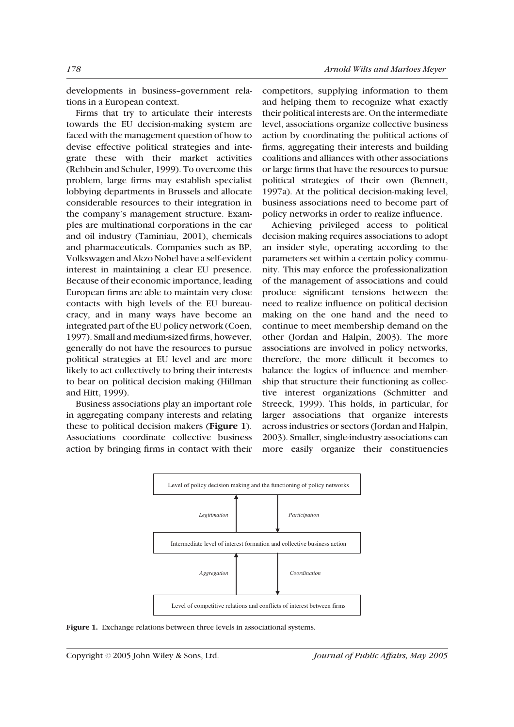developments in business–government relations in a European context.

Firms that try to articulate their interests towards the EU decision-making system are faced with the management question of how to devise effective political strategies and integrate these with their market activities (Rehbein and Schuler, 1999). To overcome this problem, large firms may establish specialist lobbying departments in Brussels and allocate considerable resources to their integration in the company's management structure. Examples are multinational corporations in the car and oil industry (Taminiau, 2001), chemicals and pharmaceuticals. Companies such as BP, Volkswagen and Akzo Nobel have a self-evident interest in maintaining a clear EU presence. Because of their economic importance, leading European firms are able to maintain very close contacts with high levels of the EU bureaucracy, and in many ways have become an integrated part of the EU policy network (Coen, 1997). Small and medium-sized firms, however, generally do not have the resources to pursue political strategies at EU level and are more likely to act collectively to bring their interests to bear on political decision making (Hillman and Hitt, 1999).

Business associations play an important role in aggregating company interests and relating these to political decision makers (**Figure 1**). Associations coordinate collective business action by bringing firms in contact with their competitors, supplying information to them and helping them to recognize what exactly their political interests are. On the intermediate level, associations organize collective business action by coordinating the political actions of firms, aggregating their interests and building coalitions and alliances with other associations or large firms that have the resources to pursue political strategies of their own (Bennett, 1997a). At the political decision-making level, business associations need to become part of policy networks in order to realize influence.

Achieving privileged access to political decision making requires associations to adopt an insider style, operating according to the parameters set within a certain policy community. This may enforce the professionalization of the management of associations and could produce significant tensions between the need to realize influence on political decision making on the one hand and the need to continue to meet membership demand on the other (Jordan and Halpin, 2003). The more associations are involved in policy networks, therefore, the more difficult it becomes to balance the logics of influence and membership that structure their functioning as collective interest organizations (Schmitter and Streeck, 1999). This holds, in particular, for larger associations that organize interests across industries or sectors (Jordan and Halpin, 2003). Smaller, single-industry associations can more easily organize their constituencies

Level of policy decision making and the functioning of policy networks

*Legitimation*

*Participation*

Intermediate level of interest formation and collective business action

*Aggregation*

*Coordination*

Level of competitive relations and conflicts of interest between firms

**Figure 1.** Exchange relations between three levels in associational systems.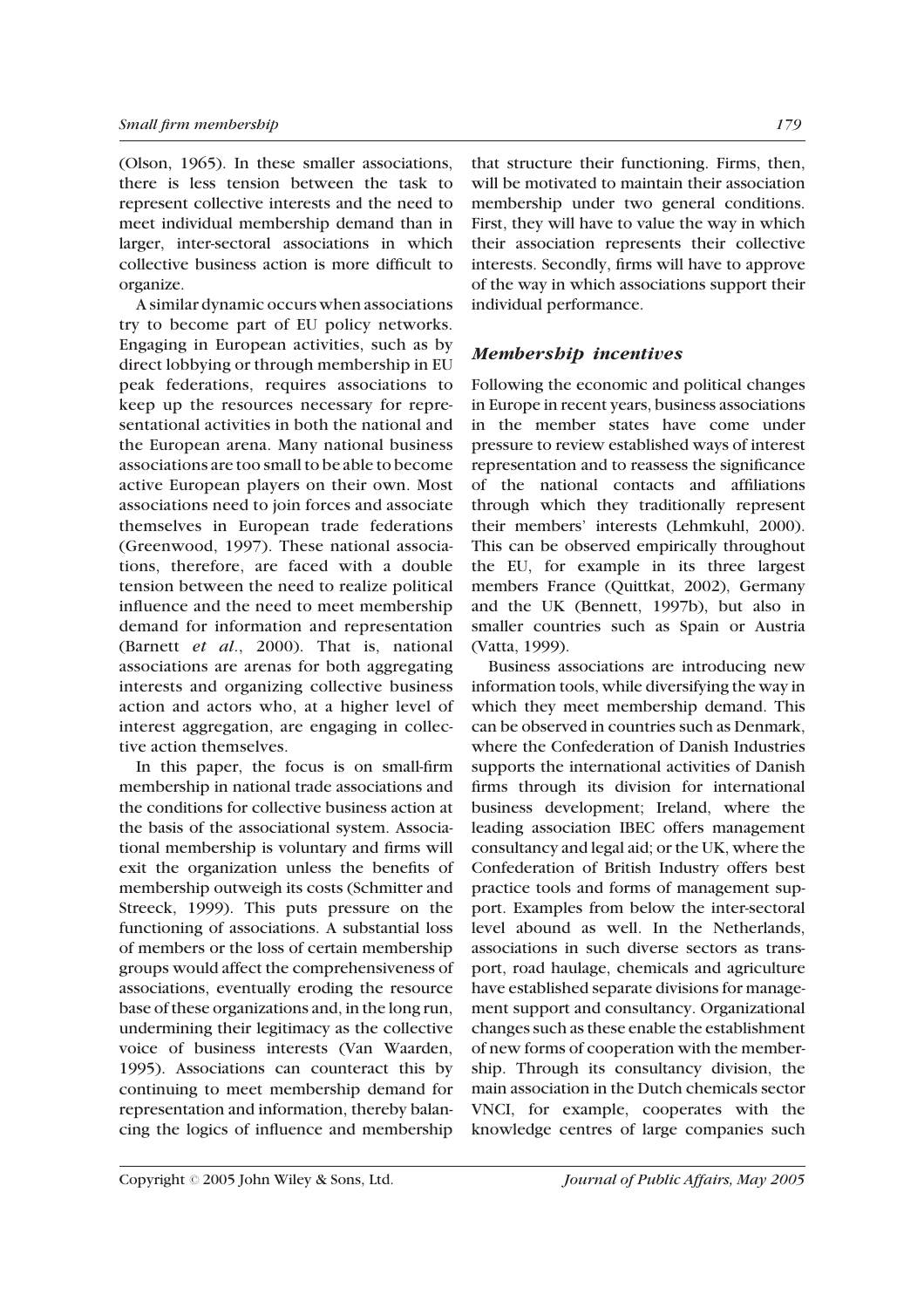(Olson, 1965). In these smaller associations, there is less tension between the task to represent collective interests and the need to meet individual membership demand than in larger, inter-sectoral associations in which collective business action is more difficult to organize.

A similar dynamic occurs when associations try to become part of EU policy networks. Engaging in European activities, such as by direct lobbying or through membership in EU peak federations, requires associations to keep up the resources necessary for representational activities in both the national and the European arena. Many national business associations are too small to be able to become active European players on their own. Most associations need to join forces and associate themselves in European trade federations (Greenwood, 1997). These national associations, therefore, are faced with a double tension between the need to realize political influence and the need to meet membership demand for information and representation (Barnett *et al*., 2000). That is, national associations are arenas for both aggregating interests and organizing collective business action and actors who, at a higher level of interest aggregation, are engaging in collective action themselves.

In this paper, the focus is on small-firm membership in national trade associations and the conditions for collective business action at the basis of the associational system. Associational membership is voluntary and firms will exit the organization unless the benefits of membership outweigh its costs (Schmitter and Streeck, 1999). This puts pressure on the functioning of associations. A substantial loss of members or the loss of certain membership groups would affect the comprehensiveness of associations, eventually eroding the resource base of these organizations and, in the long run, undermining their legitimacy as the collective voice of business interests (Van Waarden, 1995). Associations can counteract this by continuing to meet membership demand for representation and information, thereby balancing the logics of influence and membership that structure their functioning. Firms, then, will be motivated to maintain their association membership under two general conditions. First, they will have to value the way in which their association represents their collective interests. Secondly, firms will have to approve of the way in which associations support their individual performance.

## *Membership incentives*

Following the economic and political changes in Europe in recent years, business associations in the member states have come under pressure to review established ways of interest representation and to reassess the significance of the national contacts and affiliations through which they traditionally represent their members' interests (Lehmkuhl, 2000). This can be observed empirically throughout the EU, for example in its three largest members France (Quittkat, 2002), Germany and the UK (Bennett, 1997b), but also in smaller countries such as Spain or Austria (Vatta, 1999).

Business associations are introducing new information tools, while diversifying the way in which they meet membership demand. This can be observed in countries such as Denmark, where the Confederation of Danish Industries supports the international activities of Danish firms through its division for international business development; Ireland, where the leading association IBEC offers management consultancy and legal aid; or the UK, where the Confederation of British Industry offers best practice tools and forms of management support. Examples from below the inter-sectoral level abound as well. In the Netherlands, associations in such diverse sectors as transport, road haulage, chemicals and agriculture have established separate divisions for management support and consultancy. Organizational changes such as these enable the establishment of new forms of cooperation with the membership. Through its consultancy division, the main association in the Dutch chemicals sector VNCI, for example, cooperates with the knowledge centres of large companies such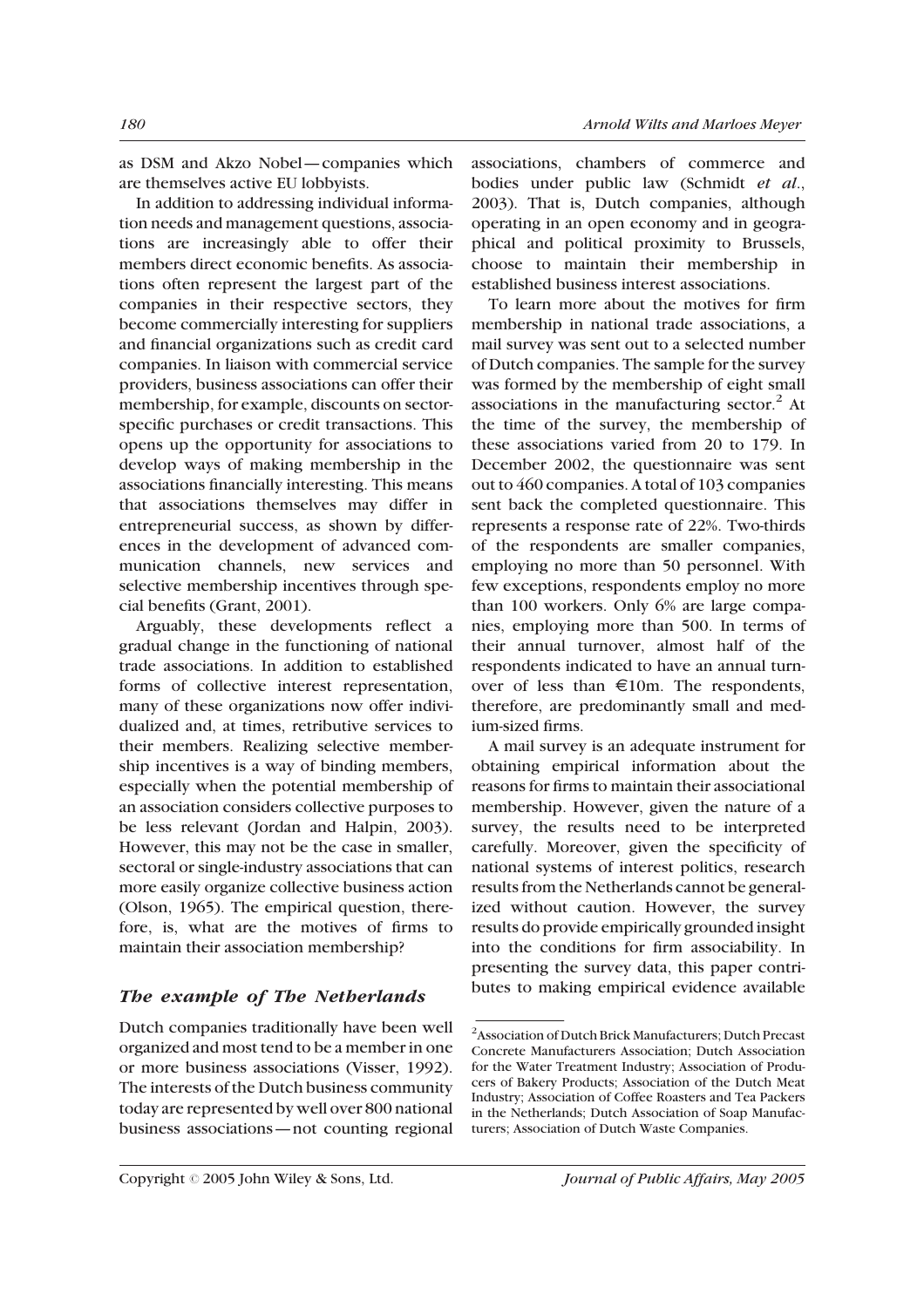as DSM and Akzo Nobel — companies which are themselves active EU lobbyists.

In addition to addressing individual information needs and management questions, associations are increasingly able to offer their members direct economic benefits. As associations often represent the largest part of the companies in their respective sectors, they become commercially interesting for suppliers and financial organizations such as credit card companies. In liaison with commercial service providers, business associations can offer their membership, for example, discounts on sector-specific purchases or credit transactions. This opens up the opportunity for associations to develop ways of making membership in the associations financially interesting. This means that associations themselves may differ in entrepreneurial success, as shown by differences in the development of advanced communication channels, new services and selective membership incentives through special benefits (Grant, 2001).

Arguably, these developments reflect a gradual change in the functioning of national trade associations. In addition to established forms of collective interest representation, many of these organizations now offer individualized and, at times, retributive services to their members. Realizing selective membership incentives is a way of binding members, especially when the potential membership of an association considers collective purposes to be less relevant (Jordan and Halpin, 2003). However, this may not be the case in smaller, sectoral or single-industry associations that can more easily organize collective business action (Olson, 1965). The empirical question, therefore, is, what are the motives of firms to maintain their association membership?

## *The example of The Netherlands*

Dutch companies traditionally have been well organized and most tend to be a member in one or more business associations (Visser, 1992). The interests of the Dutch business community today are represented by well over 800 national business associations — not counting regional associations, chambers of commerce and bodies under public law (Schmidt *et al.*, 2003). That is, Dutch companies, although operating in an open economy and in geographical and political proximity to Brussels, choose to maintain their membership in established business interest associations.

To learn more about the motives for firm membership in national trade associations, a mail survey was sent out to a selected number of Dutch companies. The sample for the survey was formed by the membership of eight small associations in the manufacturing sector.[2] At the time of the survey, the membership of these associations varied from 20 to 179. In December 2002, the questionnaire was sent out to 460 companies. A total of 103 companies sent back the completed questionnaire. This represents a response rate of 22%. Two-thirds of the respondents are smaller companies, employing no more than 50 personnel. With few exceptions, respondents employ no more than 100 workers. Only 6% are large companies, employing more than 500. In terms of their annual turnover, almost half of the respondents indicated to have an annual turnover of less than €10m. The respondents, therefore, are predominantly small and medium-sized firms.

A mail survey is an adequate instrument for obtaining empirical information about the reasons for firms to maintain their associational membership. However, given the nature of a survey, the results need to be interpreted carefully. Moreover, given the specificity of national systems of interest politics, research results from the Netherlands cannot be generalized without caution. However, the survey results do provide empirically grounded insight into the conditions for firm associability. In presenting the survey data, this paper contributes to making empirical evidence available

[2] Association of Dutch Brick Manufacturers; Dutch Precast Concrete Manufacturers Association; Dutch Association for the Water Treatment Industry; Association of Producers of Bakery Products; Association of the Dutch Meat Industry; Association of Coffee Roasters and Tea Packers in the Netherlands; Dutch Association of Soap Manufacturers; Association of Dutch Waste Companies.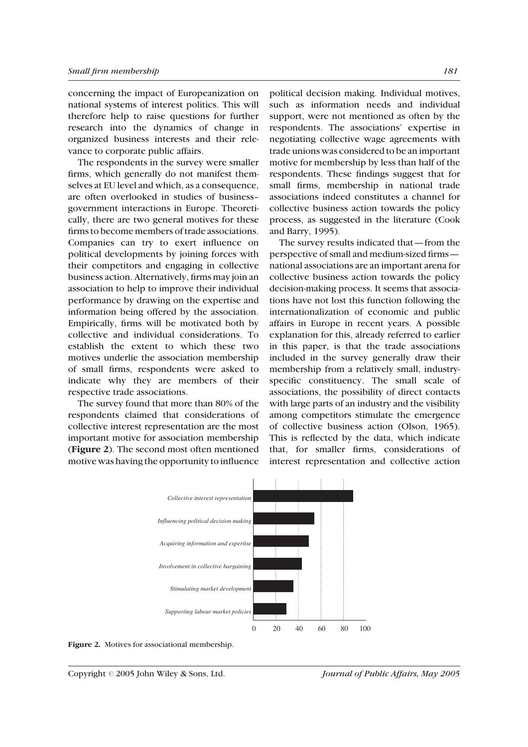concerning the impact of Europeanization on national systems of interest politics. This will therefore help to raise questions for further research into the dynamics of change in organized business interests and their relevance to corporate public affairs.

The respondents in the survey were smaller firms, which generally do not manifest themselves at EU level and which, as a consequence, are often overlooked in studies of business–government interactions in Europe. Theoretically, there are two general motives for these firms to become members of trade associations. Companies can try to exert influence on political developments by joining forces with their competitors and engaging in collective business action. Alternatively, firms may join an association to help to improve their individual performance by drawing on the expertise and information being offered by the association. Empirically, firms will be motivated both by collective and individual considerations. To establish the extent to which these two motives underlie the association membership of small firms, respondents were asked to indicate why they are members of their respective trade associations.

The survey found that more than 80% of the respondents claimed that considerations of collective interest representation are the most important motive for association membership (**Figure 2**). The second most often mentioned motive was having the opportunity to influence political decision making. Individual motives, such as information needs and individual support, were not mentioned as often by the respondents. The associations' expertise in negotiating collective wage agreements with trade unions was considered to be an important motive for membership by less than half of the respondents. These findings suggest that for small firms, membership in national trade associations indeed constitutes a channel for collective business action towards the policy process, as suggested in the literature (Cook and Barry, 1995).

The survey results indicated that — from the perspective of small and medium-sized firms — national associations are an important arena for collective business action towards the policy decision-making process. It seems that associations have not lost this function following the internationalization of economic and public affairs in Europe in recent years. A possible explanation for this, already referred to earlier in this paper, is that the trade associations included in the survey generally draw their membership from a relatively small, industry-specific constituency. The small scale of associations, the possibility of direct contacts with large parts of an industry and the visibility among competitors stimulate the emergence of collective business action (Olson, 1965). This is reflected by the data, which indicate that, for smaller firms, considerations of interest representation and collective action

*Collective interest representation*
*Influencing political decision making*
*Acquiring information and expertise*
*Involvement in collective bargaining*
*Stimulating market development*
*Supporting labour market policies*
0 20 40 60 80 100

**Figure 2.** Motives for associational membership.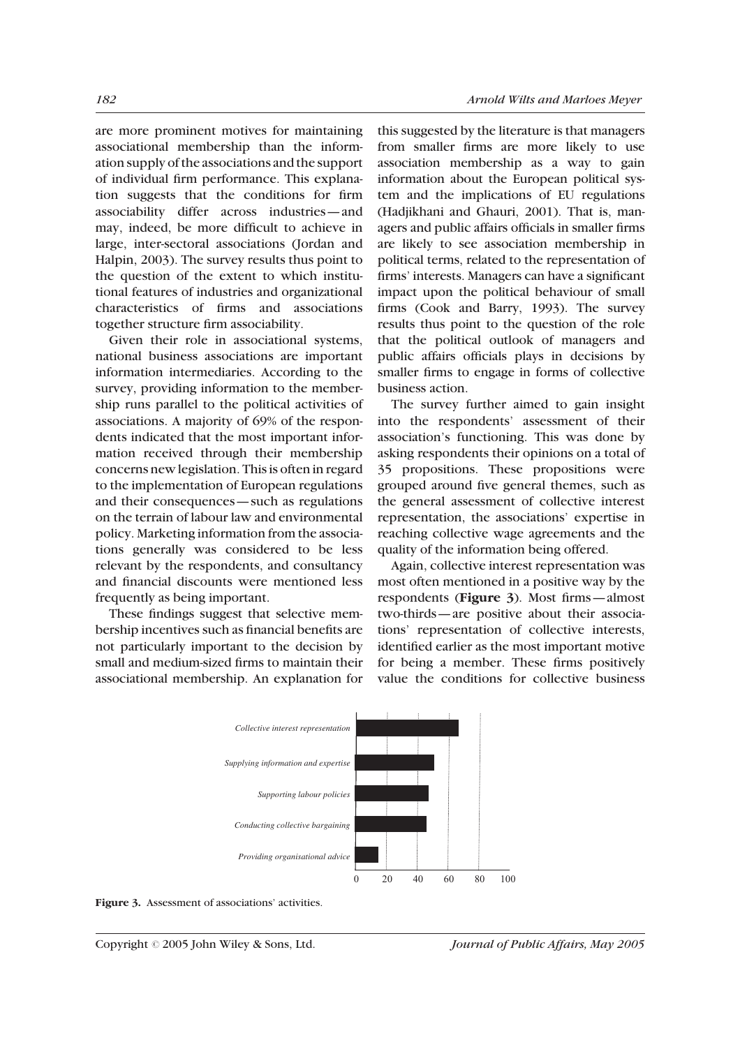are more prominent motives for maintaining associational membership than the information supply of the associations and the support of individual firm performance. This explanation suggests that the conditions for firm associability differ across industries—and may, indeed, be more difficult to achieve in large, inter-sectoral associations (Jordan and Halpin, 2003). The survey results thus point to the question of the extent to which institutional features of industries and organizational characteristics of firms and associations together structure firm associability.

Given their role in associational systems, national business associations are important information intermediaries. According to the survey, providing information to the membership runs parallel to the political activities of associations. A majority of 69% of the respondents indicated that the most important information received through their membership concerns new legislation. This is often in regard to the implementation of European regulations and their consequences—such as regulations on the terrain of labour law and environmental policy. Marketing information from the associations generally was considered to be less relevant by the respondents, and consultancy and financial discounts were mentioned less frequently as being important.

These findings suggest that selective membership incentives such as financial benefits are not particularly important to the decision by small and medium-sized firms to maintain their associational membership. An explanation for this suggested by the literature is that managers from smaller firms are more likely to use association membership as a way to gain information about the European political system and the implications of EU regulations (Hadjikhani and Ghauri, 2001). That is, managers and public affairs officials in smaller firms are likely to see association membership in political terms, related to the representation of firms' interests. Managers can have a significant impact upon the political behaviour of small firms (Cook and Barry, 1993). The survey results thus point to the question of the role that the political outlook of managers and public affairs officials plays in decisions by smaller firms to engage in forms of collective business action.

The survey further aimed to gain insight into the respondents' assessment of their association's functioning. This was done by asking respondents their opinions on a total of 35 propositions. These propositions were grouped around five general themes, such as the general assessment of collective interest representation, the associations' expertise in reaching collective wage agreements and the quality of the information being offered.

Again, collective interest representation was most often mentioned in a positive way by the respondents (**Figure 3**). Most firms—almost two-thirds—are positive about their associations' representation of collective interests, identified earlier as the most important motive for being a member. These firms positively value the conditions for collective business

*Collective interest representation*
*Supplying information and expertise*
*Supporting labour policies*
*Conducting collective bargaining*
*Providing organisational advice*
0 20 40 60 80 100

**Figure 3.** Assessment of associations' activities.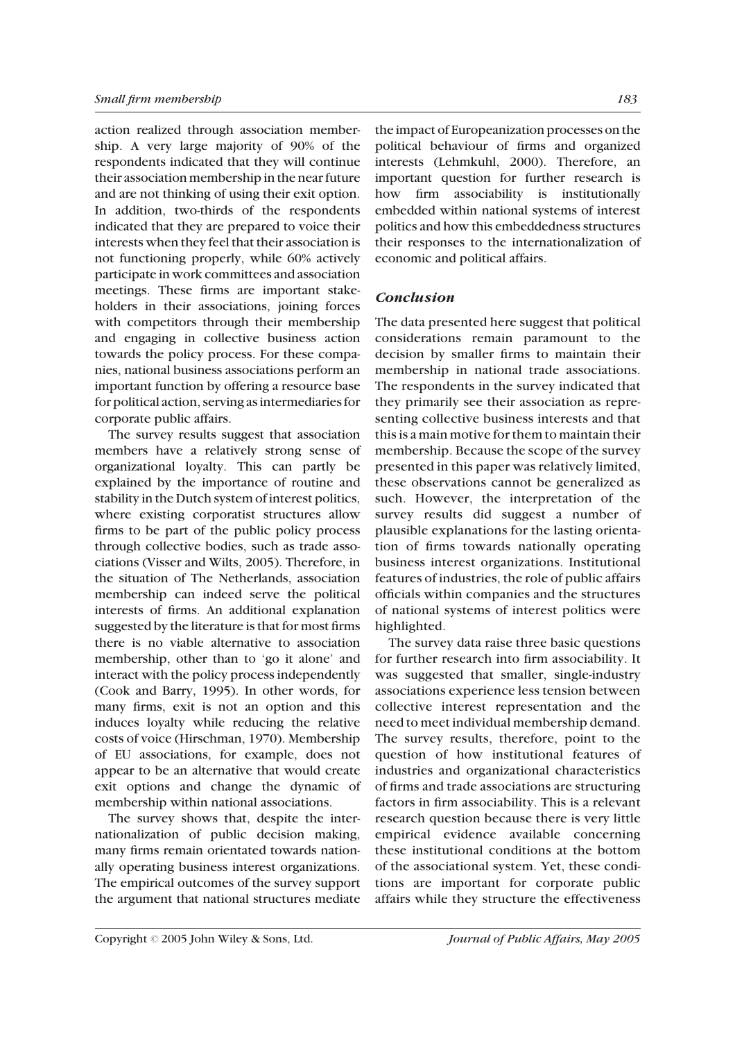action realized through association membership. A very large majority of 90% of the respondents indicated that they will continue their association membership in the near future and are not thinking of using their exit option. In addition, two-thirds of the respondents indicated that they are prepared to voice their interests when they feel that their association is not functioning properly, while 60% actively participate in work committees and association meetings. These firms are important stakeholders in their associations, joining forces with competitors through their membership and engaging in collective business action towards the policy process. For these companies, national business associations perform an important function by offering a resource base for political action, serving as intermediaries for corporate public affairs.

The survey results suggest that association members have a relatively strong sense of organizational loyalty. This can partly be explained by the importance of routine and stability in the Dutch system of interest politics, where existing corporatist structures allow firms to be part of the public policy process through collective bodies, such as trade associations (Visser and Wilts, 2005). Therefore, in the situation of The Netherlands, association membership can indeed serve the political interests of firms. An additional explanation suggested by the literature is that for most firms there is no viable alternative to association membership, other than to 'go it alone' and interact with the policy process independently (Cook and Barry, 1995). In other words, for many firms, exit is not an option and this induces loyalty while reducing the relative costs of voice (Hirschman, 1970). Membership of EU associations, for example, does not appear to be an alternative that would create exit options and change the dynamic of membership within national associations.

The survey shows that, despite the internationalization of public decision making, many firms remain orientated towards nationally operating business interest organizations. The empirical outcomes of the survey support the argument that national structures mediate the impact of Europeanization processes on the political behaviour of firms and organized interests (Lehmkuhl, 2000). Therefore, an important question for further research is how firm associability is institutionally embedded within national systems of interest politics and how this embeddedness structures their responses to the internationalization of economic and political affairs.

## Conclusion

The data presented here suggest that political considerations remain paramount to the decision by smaller firms to maintain their membership in national trade associations. The respondents in the survey indicated that they primarily see their association as representing collective business interests and that this is a main motive for them to maintain their membership. Because the scope of the survey presented in this paper was relatively limited, these observations cannot be generalized as such. However, the interpretation of the survey results did suggest a number of plausible explanations for the lasting orientation of firms towards nationally operating business interest organizations. Institutional features of industries, the role of public affairs officials within companies and the structures of national systems of interest politics were highlighted.

The survey data raise three basic questions for further research into firm associability. It was suggested that smaller, single-industry associations experience less tension between collective interest representation and the need to meet individual membership demand. The survey results, therefore, point to the question of how institutional features of industries and organizational characteristics of firms and trade associations are structuring factors in firm associability. This is a relevant research question because there is very little empirical evidence available concerning these institutional conditions at the bottom of the associational system. Yet, these conditions are important for corporate public affairs while they structure the effectiveness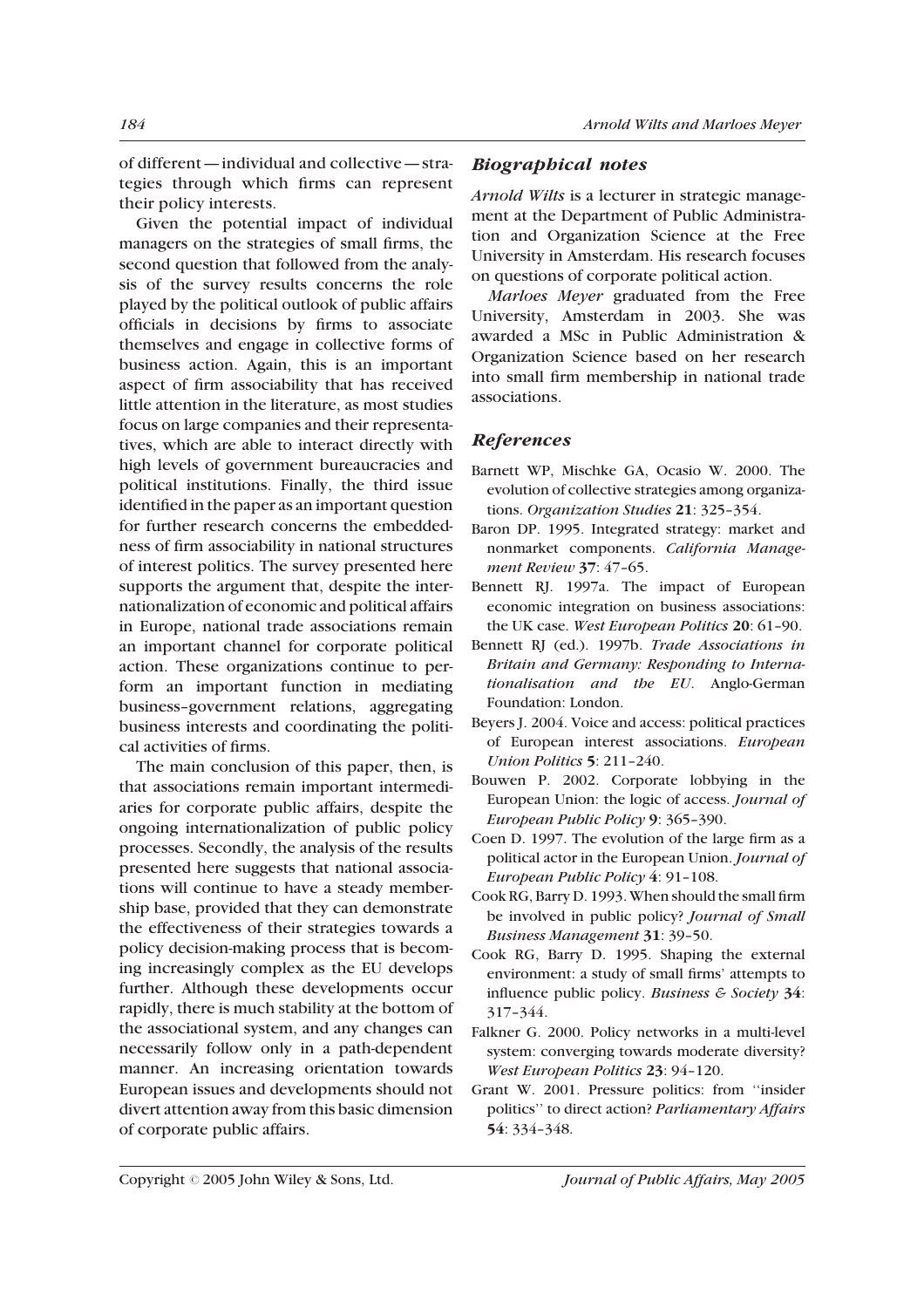of different — individual and collective — strategies through which firms can represent their policy interests.

Given the potential impact of individual managers on the strategies of small firms, the second question that followed from the analysis of the survey results concerns the role played by the political outlook of public affairs officials in decisions by firms to associate themselves and engage in collective forms of business action. Again, this is an important aspect of firm associability that has received little attention in the literature, as most studies focus on large companies and their representatives, which are able to interact directly with high levels of government bureaucracies and political institutions. Finally, the third issue identified in the paper as an important question for further research concerns the embeddedness of firm associability in national structures of interest politics. The survey presented here supports the argument that, despite the internationalization of economic and political affairs in Europe, national trade associations remain an important channel for corporate political action. These organizations continue to perform an important function in mediating business–government relations, aggregating business interests and coordinating the political activities of firms.

The main conclusion of this paper, then, is that associations remain important intermediaries for corporate public affairs, despite the ongoing internationalization of public policy processes. Secondly, the analysis of the results presented here suggests that national associations will continue to have a steady membership base, provided that they can demonstrate the effectiveness of their strategies towards a policy decision-making process that is becoming increasingly complex as the EU develops further. Although these developments occur rapidly, there is much stability at the bottom of the associational system, and any changes can necessarily follow only in a path-dependent manner. An increasing orientation towards European issues and developments should not divert attention away from this basic dimension of corporate public affairs.

## *Biographical notes*

*Arnold Wilts* is a lecturer in strategic management at the Department of Public Administration and Organization Science at the Free University in Amsterdam. His research focuses on questions of corporate political action.

*Marloes Meyer* graduated from the Free University, Amsterdam in 2003. She was awarded a MSc in Public Administration & Organization Science based on her research into small firm membership in national trade associations.

## *References*

Barnett WP, Mischke GA, Ocasio W. 2000. The evolution of collective strategies among organizations. *Organization Studies* **21**: 325–354.

Baron DP. 1995. Integrated strategy: market and nonmarket components. *California Management Review* **37**: 47–65.

Bennett RJ. 1997a. The impact of European economic integration on business associations: the UK case. *West European Politics* **20**: 61–90.

Bennett RJ (ed.). 1997b. *Trade Associations in Britain and Germany: Responding to Internationalisation and the EU*. Anglo-German Foundation: London.

Beyers J. 2004. Voice and access: political practices of European interest associations. *European Union Politics* **5**: 211–240.

Bouwen P. 2002. Corporate lobbying in the European Union: the logic of access. *Journal of European Public Policy* **9**: 365–390.

Coen D. 1997. The evolution of the large firm as a political actor in the European Union. *Journal of European Public Policy* **4**: 91–108.

Cook RG, Barry D. 1993. When should the small firm be involved in public policy? *Journal of Small Business Management* **31**: 39–50.

Cook RG, Barry D. 1995. Shaping the external environment: a study of small firms' attempts to influence public policy. *Business & Society* **34**: 317–344.

Falkner G. 2000. Policy networks in a multi-level system: converging towards moderate diversity? *West European Politics* **23**: 94–120.

Grant W. 2001. Pressure politics: from ''insider politics'' to direct action? *Parliamentary Affairs* **54**: 334–348.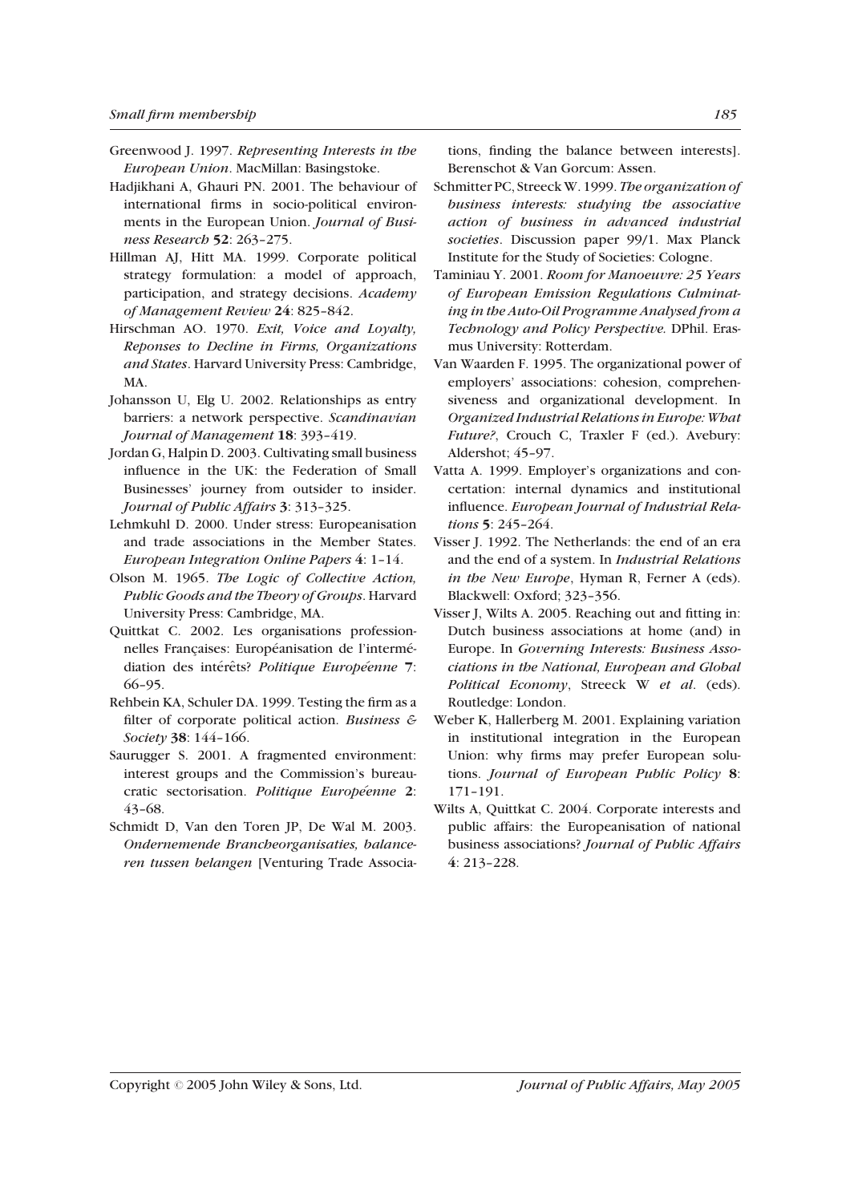Greenwood J. 1997. *Representing Interests in the European Union*. MacMillan: Basingstoke.

Hadjikhani A, Ghauri PN. 2001. The behaviour of international firms in socio-political environments in the European Union. *Journal of Business Research* **52**: 263–275.

Hillman AJ, Hitt MA. 1999. Corporate political strategy formulation: a model of approach, participation, and strategy decisions. *Academy of Management Review* **24**: 825–842.

Hirschman AO. 1970. *Exit, Voice and Loyalty, Reponses to Decline in Firms, Organizations and States*. Harvard University Press: Cambridge, MA.

Johansson U, Elg U. 2002. Relationships as entry barriers: a network perspective. *Scandinavian Journal of Management* **18**: 393–419.

Jordan G, Halpin D. 2003. Cultivating small business influence in the UK: the Federation of Small Businesses' journey from outsider to insider. *Journal of Public Affairs* **3**: 313–325.

Lehmkuhl D. 2000. Under stress: Europeanisation and trade associations in the Member States. *European Integration Online Papers* **4**: 1–14.

Olson M. 1965. *The Logic of Collective Action, Public Goods and the Theory of Groups*. Harvard University Press: Cambridge, MA.

Quittkat C. 2002. Les organisations professionnelles Françaises: Européanisation de l'intermédiation des intérêts? *Politique Européenne* **7**: 66–95.

Rehbein KA, Schuler DA. 1999. Testing the firm as a filter of corporate political action. *Business & Society* **38**: 144–166.

Saurugger S. 2001. A fragmented environment: interest groups and the Commission's bureaucratic sectorisation. *Politique Européenne* **2**: 43–68.

Schmidt D, Van den Toren JP, De Wal M. 2003. *Ondernemende Brancheorganisaties, balanceren tussen belangen* [Venturing Trade Associations, finding the balance between interests]. Berenschot & Van Gorcum: Assen.

Schmitter PC, Streeck W. 1999. *The organization of business interests: studying the associative action of business in advanced industrial societies*. Discussion paper 99/1. Max Planck Institute for the Study of Societies: Cologne.

Taminiau Y. 2001. *Room for Manoeuvre: 25 Years of European Emission Regulations Culminating in the Auto-Oil Programme Analysed from a Technology and Policy Perspective.* DPhil. Erasmus University: Rotterdam.

Van Waarden F. 1995. The organizational power of employers' associations: cohesion, comprehensiveness and organizational development. In *Organized Industrial Relations in Europe: What Future?*, Crouch C, Traxler F (ed.). Avebury: Aldershot; 45–97.

Vatta A. 1999. Employer's organizations and concertation: internal dynamics and institutional influence. *European Journal of Industrial Relations* **5**: 245–264.

Visser J. 1992. The Netherlands: the end of an era and the end of a system. In *Industrial Relations in the New Europe*, Hyman R, Ferner A (eds). Blackwell: Oxford; 323–356.

Visser J, Wilts A. 2005. Reaching out and fitting in: Dutch business associations at home (and) in Europe. In *Governing Interests: Business Associations in the National, European and Global Political Economy*, Streeck W *et al*. (eds). Routledge: London.

Weber K, Hallerberg M. 2001. Explaining variation in institutional integration in the European Union: why firms may prefer European solutions. *Journal of European Public Policy* **8**: 171–191.

Wilts A, Quittkat C. 2004. Corporate interests and public affairs: the Europeanisation of national business associations? *Journal of Public Affairs* **4**: 213–228.